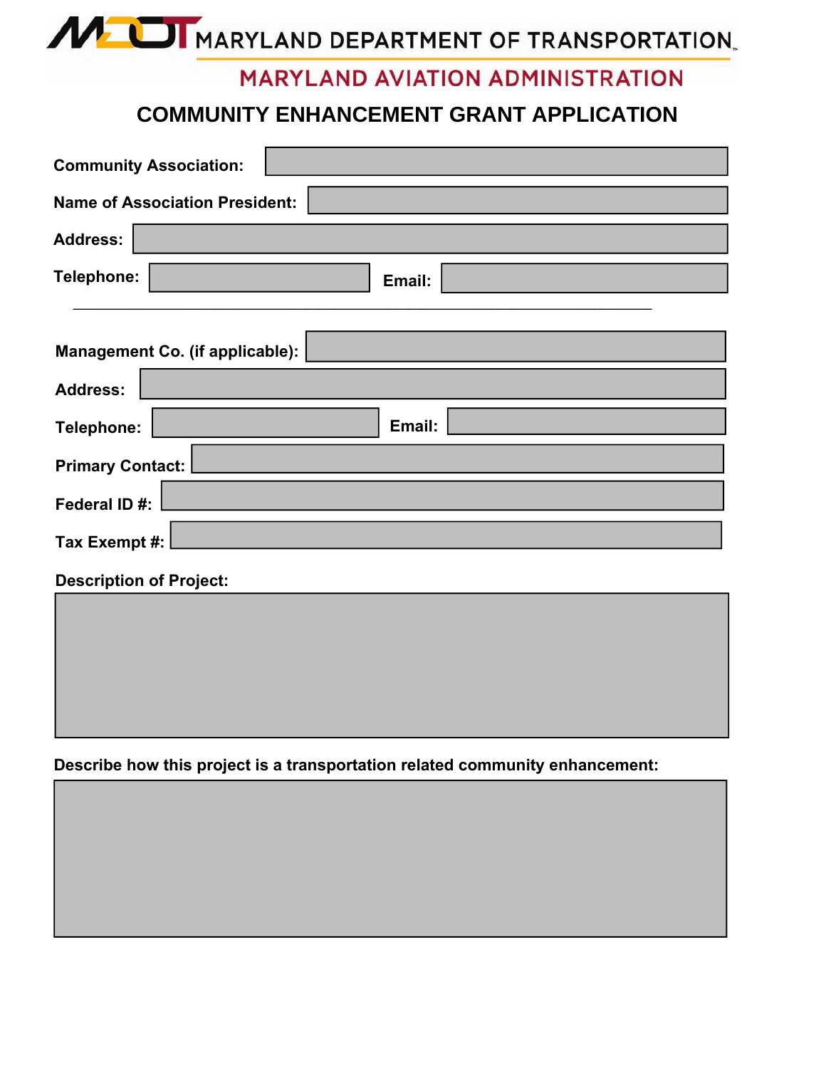MARYLAND DEPARTMENT OF TRANSPORTATION

MARYLAND AVIATION ADMINISTRATION

# COMMUNITY ENHANCEMENT GRANT APPLICATION

**Community Association:**

**Name of Association President:**

**Address:**

**Telephone:** **Email:**

---

**Management Co. (if applicable):**

**Address:**

**Telephone:** **Email:**

**Primary Contact:**

**Federal ID #:**

**Tax Exempt #:**

**Description of Project:**

**Describe how this project is a transportation related community enhancement:**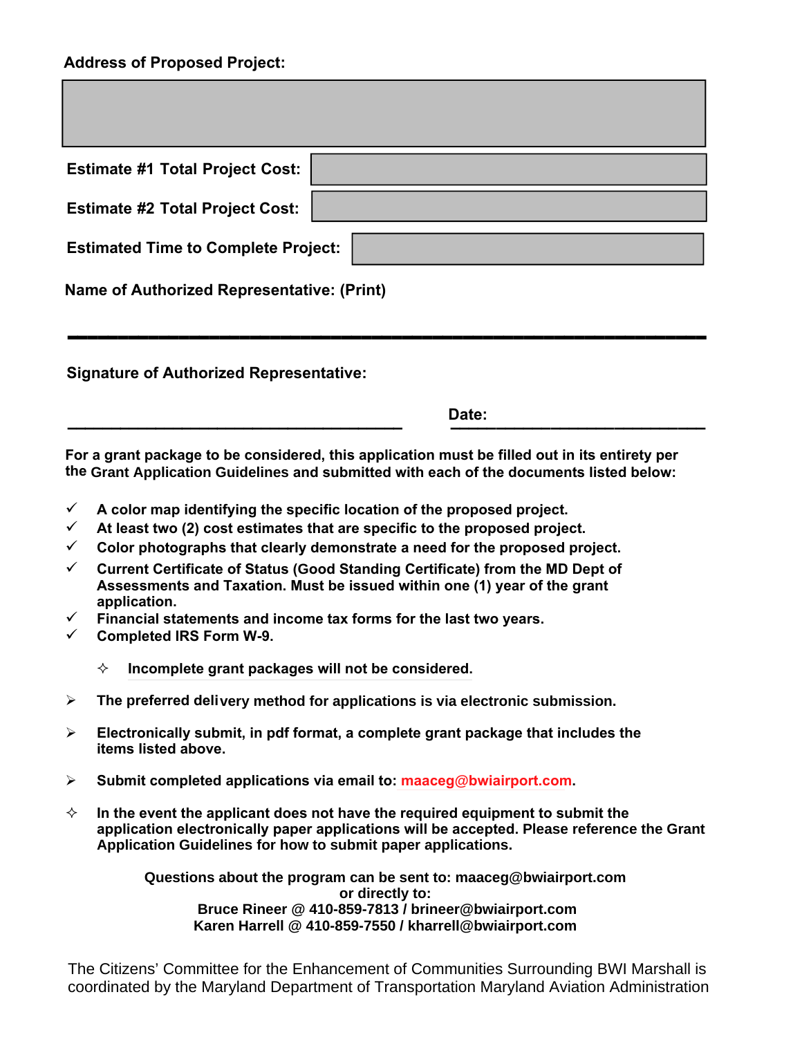**Address of Proposed Project:**

**Estimate #1 Total Project Cost:**

**Estimate #2 Total Project Cost:**

**Estimated Time to Complete Project:**

**Name of Authorized Representative: (Print)**

______________________________________________________________

**Signature of Authorized Representative:**

______________________________________ **Date:** ______________________________

**For a grant package to be considered, this application must be filled out in its entirety per the Grant Application Guidelines and submitted with each of the documents listed below:**

- ✓ **A color map identifying the specific location of the proposed project.**
- ✓ **At least two (2) cost estimates that are specific to the proposed project.**
- ✓ **Color photographs that clearly demonstrate a need for the proposed project.**
- ✓ **Current Certificate of Status (Good Standing Certificate) from the MD Dept of Assessments and Taxation. Must be issued within one (1) year of the grant application.**
- ✓ **Financial statements and income tax forms for the last two years.**
- ✓ **Completed IRS Form W-9.**

  - ✧ **Incomplete grant packages will not be considered.**

- ➢ **The preferred delivery method for applications is via electronic submission.**
- ➢ **Electronically submit, in pdf format, a complete grant package that includes the items listed above.**
- ➢ **Submit completed applications via email to: maaceg@bwiairport.com.**
- ✧ **In the event the applicant does not have the required equipment to submit the application electronically paper applications will be accepted. Please reference the Grant Application Guidelines for how to submit paper applications.**

**Questions about the program can be sent to: maaceg@bwiairport.com**
**or directly to:**
**Bruce Rineer @ 410-859-7813 / brineer@bwiairport.com**
**Karen Harrell @ 410-859-7550 / kharrell@bwiairport.com**

The Citizens' Committee for the Enhancement of Communities Surrounding BWI Marshall is coordinated by the Maryland Department of Transportation Maryland Aviation Administration